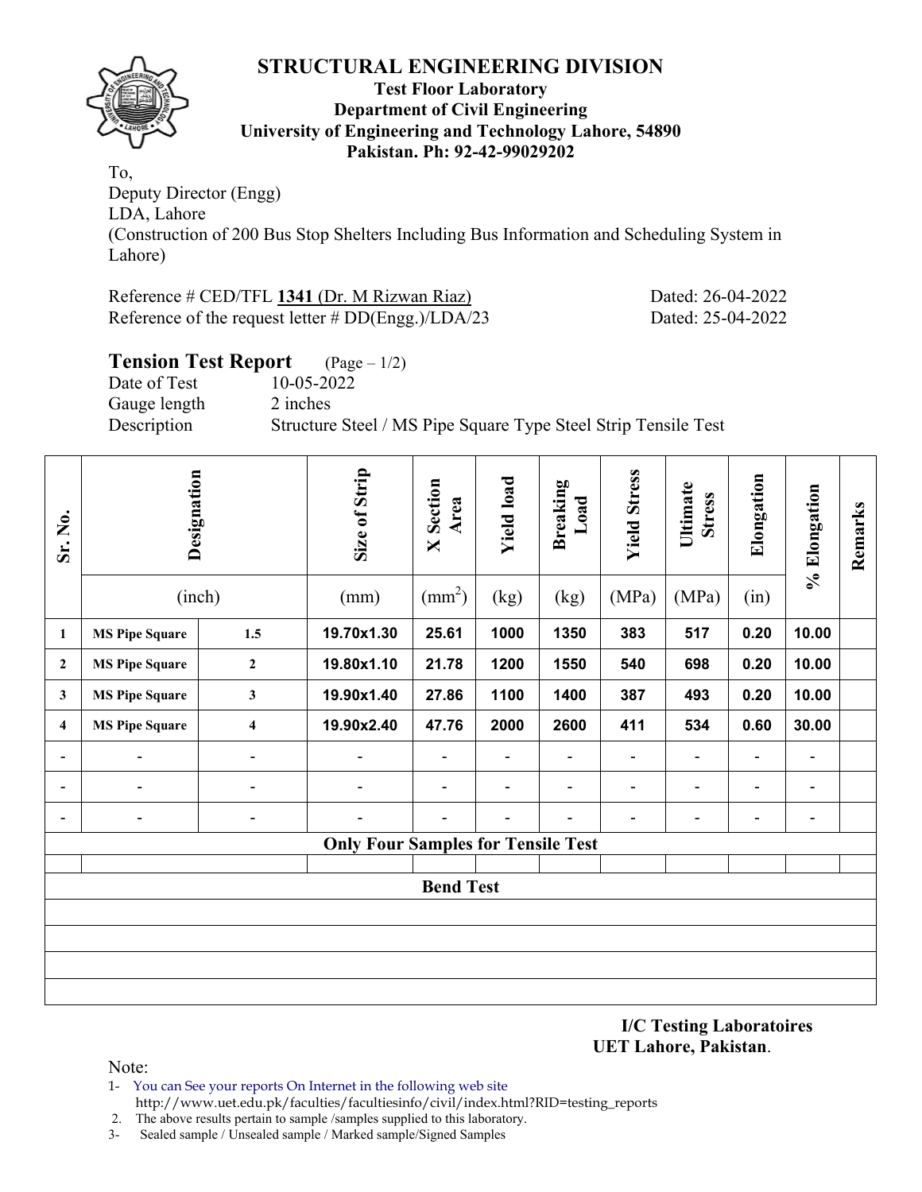# STRUCTURAL ENGINEERING DIVISION

**Test Floor Laboratory**
**Department of Civil Engineering**
**University of Engineering and Technology Lahore, 54890**
**Pakistan. Ph: 92-42-99029202**

To,
Deputy Director (Engg)
LDA, Lahore
(Construction of 200 Bus Stop Shelters Including Bus Information and Scheduling System in Lahore)

Reference # CED/TFL **1341** (Dr. M Rizwan Riaz) Dated: 26-04-2022
Reference of the request letter # DD(Engg.)/LDA/23 Dated: 25-04-2022

## Tension Test Report (Page – 1/2)

Date of Test 10-05-2022
Gauge length 2 inches
Description Structure Steel / MS Pipe Square Type Steel Strip Tensile Test

| Sr. No. | Designation | | Size of Strip | X Section Area | Yield load | Breaking Load | Yield Stress | Ultimate Stress | Elongation | % Elongation | Remarks |
|---|---|---|---|---|---|---|---|---|---|---|---|
| | (inch) | | (mm) | ($mm^2$) | (kg) | (kg) | (MPa) | (MPa) | (in) | | |
| 1 | MS Pipe Square | 1.5 | 19.70x1.30 | 25.61 | 1000 | 1350 | 383 | 517 | 0.20 | 10.00 | |
| 2 | MS Pipe Square | 2 | 19.80x1.10 | 21.78 | 1200 | 1550 | 540 | 698 | 0.20 | 10.00 | |
| 3 | MS Pipe Square | 3 | 19.90x1.40 | 27.86 | 1100 | 1400 | 387 | 493 | 0.20 | 10.00 | |
| 4 | MS Pipe Square | 4 | 19.90x2.40 | 47.76 | 2000 | 2600 | 411 | 534 | 0.60 | 30.00 | |
| - | - | - | - | - | - | - | - | - | - | - | |
| - | - | - | - | - | - | - | - | - | - | - | |
| - | - | - | - | - | - | - | - | - | - | - | |
| **Only Four Samples for Tensile Test** | | | | | | | | | | | |
| | | | | | | | | | | | |
| **Bend Test** | | | | | | | | | | | |

**I/C Testing Laboratoires**
**UET Lahore, Pakistan.**

Note:
1- You can See your reports On Internet in the following web site
http://www.uet.edu.pk/faculties/facultiesinfo/civil/index.html?RID=testing_reports
2. The above results pertain to sample /samples supplied to this laboratory.
3- Sealed sample / Unsealed sample / Marked sample/Signed Samples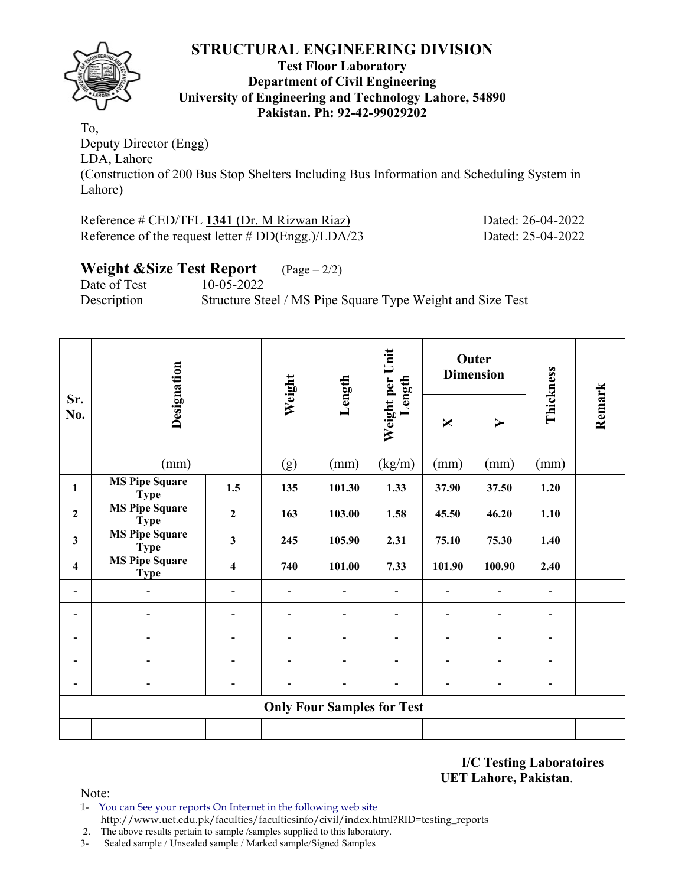# STRUCTURAL ENGINEERING DIVISION

**Test Floor Laboratory**
**Department of Civil Engineering**
**University of Engineering and Technology Lahore, 54890**
**Pakistan. Ph: 92-42-99029202**

To,
Deputy Director (Engg)
LDA, Lahore
(Construction of 200 Bus Stop Shelters Including Bus Information and Scheduling System in Lahore)

Reference # CED/TFL **1341** (Dr. M Rizwan Riaz) Dated: 26-04-2022
Reference of the request letter # DD(Engg.)/LDA/23 Dated: 25-04-2022

## Weight &Size Test Report (Page – 2/2)

Date of Test 10-05-2022
Description Structure Steel / MS Pipe Square Type Weight and Size Test

| Sr. No. | Designation | | Weight | Length | Weight per Unit Length | Outer Dimension | | Thickness | Remark |
|---|---|---|---|---|---|---|---|---|---|
| | | | | | | X | Y | | |
| | (mm) | | (g) | (mm) | (kg/m) | (mm) | (mm) | (mm) | |
| **1** | **MS Pipe Square Type** | **1.5** | **135** | **101.30** | **1.33** | **37.90** | **37.50** | **1.20** | |
| **2** | **MS Pipe Square Type** | **2** | **163** | **103.00** | **1.58** | **45.50** | **46.20** | **1.10** | |
| **3** | **MS Pipe Square Type** | **3** | **245** | **105.90** | **2.31** | **75.10** | **75.30** | **1.40** | |
| **4** | **MS Pipe Square Type** | **4** | **740** | **101.00** | **7.33** | **101.90** | **100.90** | **2.40** | |
| - | - | - | - | - | - | - | - | - | |
| - | - | - | - | - | - | - | - | - | |
| - | - | - | - | - | - | - | - | - | |
| - | - | - | - | - | - | - | - | - | |
| - | - | - | - | - | - | - | - | - | |
| | | | **Only Four Samples for Test** | | | | | | |
| | | | | | | | | | |

**I/C Testing Laboratoires**
**UET Lahore, Pakistan**.

Note:
1- You can See your reports On Internet in the following web site
http://www.uet.edu.pk/faculties/facultiesinfo/civil/index.html?RID=testing_reports
2. The above results pertain to sample /samples supplied to this laboratory.
3- Sealed sample / Unsealed sample / Marked sample/Signed Samples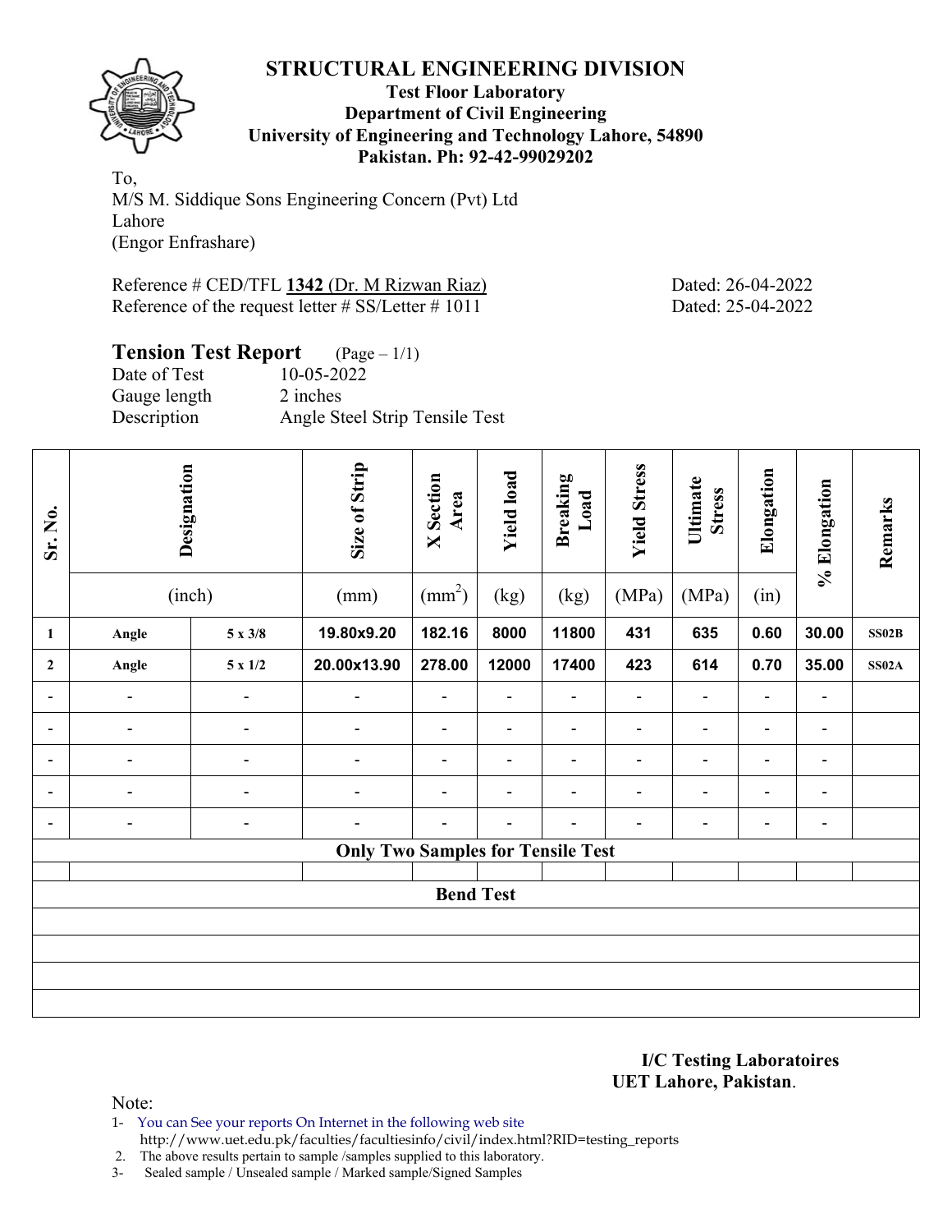# STRUCTURAL ENGINEERING DIVISION

**Test Floor Laboratory**
**Department of Civil Engineering**
**University of Engineering and Technology Lahore, 54890**
**Pakistan. Ph: 92-42-99029202**

To,
M/S M. Siddique Sons Engineering Concern (Pvt) Ltd
Lahore
(Engor Enfrashare)

Reference # CED/TFL **1342** (Dr. M Rizwan Riaz) Dated: 26-04-2022
Reference of the request letter # SS/Letter # 1011 Dated: 25-04-2022

## Tension Test Report (Page – 1/1)

Date of Test 10-05-2022
Gauge length 2 inches
Description Angle Steel Strip Tensile Test

| Sr. No. | Designation | | Size of Strip | X Section Area | Yield load | Breaking Load | Yield Stress | Ultimate Stress | Elongation | % Elongation | Remarks |
|---|---|---|---|---|---|---|---|---|---|---|---|
| | (inch) | | (mm) | ($mm^2$) | (kg) | (kg) | (MPa) | (MPa) | (in) | | |
| **1** | **Angle** | **5 x 3/8** | **19.80x9.20** | **182.16** | **8000** | **11800** | **431** | **635** | **0.60** | **30.00** | **SS02B** |
| **2** | **Angle** | **5 x 1/2** | **20.00x13.90** | **278.00** | **12000** | **17400** | **423** | **614** | **0.70** | **35.00** | **SS02A** |
| - | - | - | - | - | - | - | - | - | - | - | |
| - | - | - | - | - | - | - | - | - | - | - | |
| - | - | - | - | - | - | - | - | - | - | - | |
| - | - | - | - | - | - | - | - | - | - | - | |
| - | - | - | - | - | - | - | - | - | - | - | |
| **Only Two Samples for Tensile Test** | | | | | | | | | | | |
| | | | | | | | | | | | |
| **Bend Test** | | | | | | | | | | | |
| | | | | | | | | | | | |
| | | | | | | | | | | | |
| | | | | | | | | | | | |
| | | | | | | | | | | | |

**I/C Testing Laboratoires**
**UET Lahore, Pakistan**.

Note:
1- You can See your reports On Internet in the following web site
http://www.uet.edu.pk/faculties/facultiesinfo/civil/index.html?RID=testing_reports
2. The above results pertain to sample /samples supplied to this laboratory.
3- Sealed sample / Unsealed sample / Marked sample/Signed Samples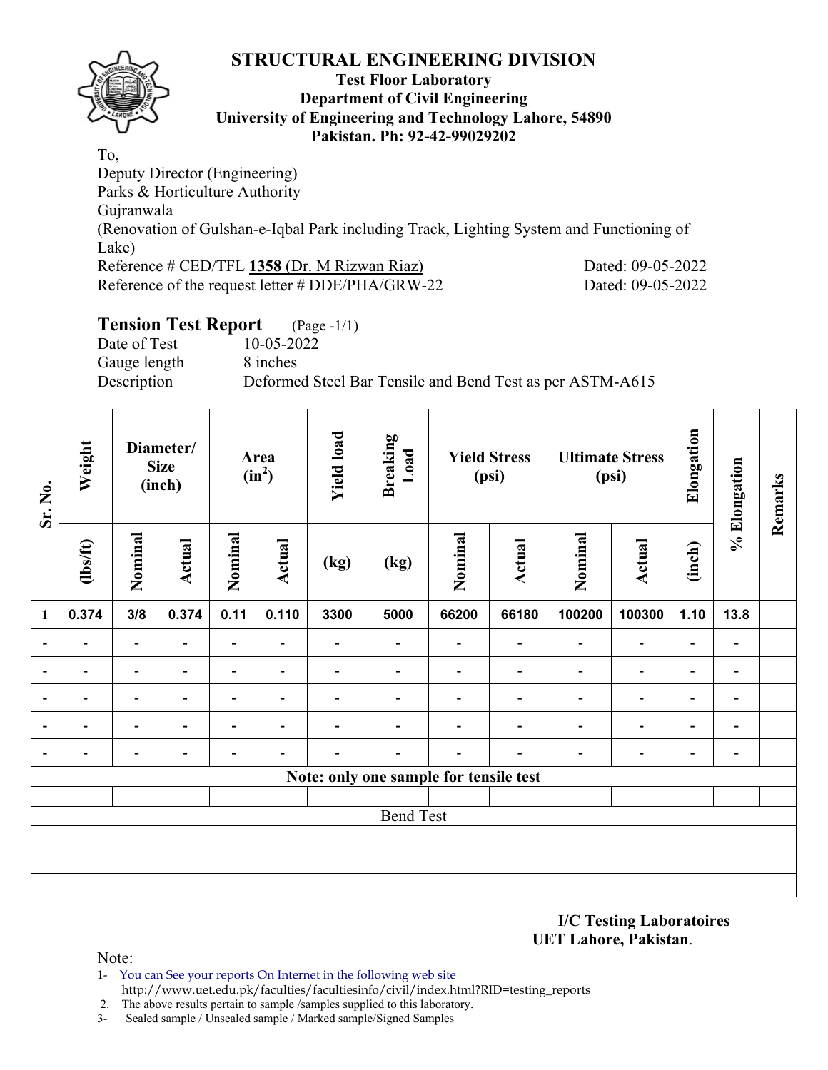# STRUCTURAL ENGINEERING DIVISION

**Test Floor Laboratory**
**Department of Civil Engineering**
**University of Engineering and Technology Lahore, 54890**
**Pakistan. Ph: 92-42-99029202**

To,
Deputy Director (Engineering)
Parks & Horticulture Authority
Gujranwala
(Renovation of Gulshan-e-Iqbal Park including Track, Lighting System and Functioning of Lake)

Reference # CED/TFL **1358** (Dr. M Rizwan Riaz) Dated: 09-05-2022
Reference of the request letter # DDE/PHA/GRW-22 Dated: 09-05-2022

## Tension Test Report (Page -1/1)

Date of Test 10-05-2022
Gauge length 8 inches
Description Deformed Steel Bar Tensile and Bend Test as per ASTM-A615

| Sr. No. | Weight | Diameter/ Size (inch) | | Area ($in^2$) | | Yield load | Breaking Load | Yield Stress (psi) | | Ultimate Stress (psi) | | Elongation | % Elongation | Remarks |
|---|---|---|---|---|---|---|---|---|---|---|---|---|---|---|
| | (lbs/ft) | Nominal | Actual | Nominal | Actual | (kg) | (kg) | Nominal | Actual | Nominal | Actual | (inch) | | |
| 1 | 0.374 | 3/8 | 0.374 | 0.11 | 0.110 | 3300 | 5000 | 66200 | 66180 | 100200 | 100300 | 1.10 | 13.8 | |
| - | - | - | - | - | - | - | - | - | - | - | - | - | - | |
| - | - | - | - | - | - | - | - | - | - | - | - | - | - | |
| - | - | - | - | - | - | - | - | - | - | - | - | - | - | |
| - | - | - | - | - | - | - | - | - | - | - | - | - | - | |
| - | - | - | - | - | - | - | - | - | - | - | - | - | - | |
| **Note: only one sample for tensile test** | | | | | | | | | | | | | | |
| | | | | | | | | | | | | | | |
| Bend Test | | | | | | | | | | | | | | |

**I/C Testing Laboratoires**
**UET Lahore, Pakistan**.

Note:
1- You can See your reports On Internet in the following web site http://www.uet.edu.pk/faculties/facultiesinfo/civil/index.html?RID=testing_reports
2. The above results pertain to sample /samples supplied to this laboratory.
3- Sealed sample / Unsealed sample / Marked sample/Signed Samples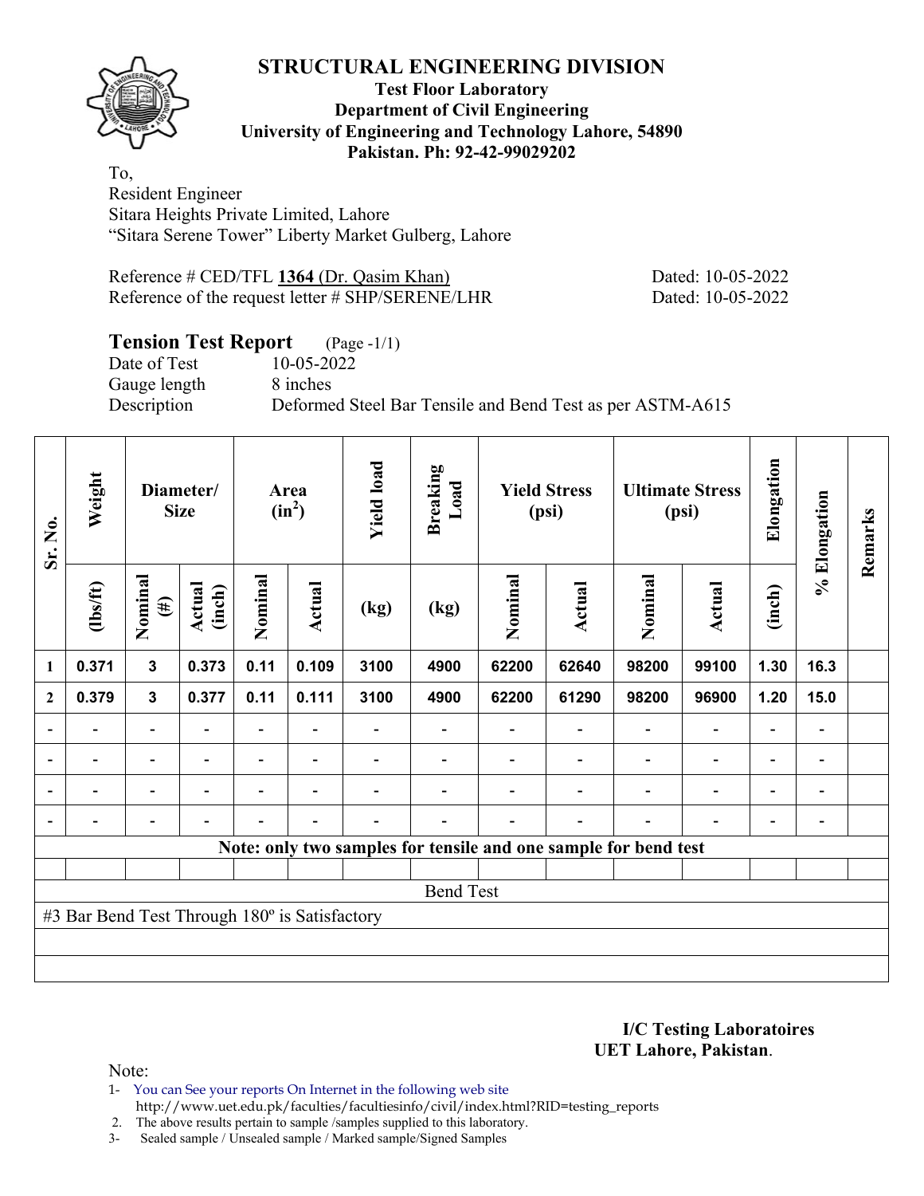# STRUCTURAL ENGINEERING DIVISION

**Test Floor Laboratory**
**Department of Civil Engineering**
**University of Engineering and Technology Lahore, 54890**
**Pakistan. Ph: 92-42-99029202**

To,
Resident Engineer
Sitara Heights Private Limited, Lahore
"Sitara Serene Tower" Liberty Market Gulberg, Lahore

Reference # CED/TFL **1364** (Dr. Qasim Khan) Dated: 10-05-2022
Reference of the request letter # SHP/SERENE/LHR Dated: 10-05-2022

## Tension Test Report (Page -1/1)

Date of Test 10-05-2022
Gauge length 8 inches
Description Deformed Steel Bar Tensile and Bend Test as per ASTM-A615

| Sr. No. | Weight | Diameter/ Size | | Area ($in^2$) | | Yield load | Breaking Load | Yield Stress (psi) | | Ultimate Stress (psi) | | Elongation | % Elongation | Remarks |
|---|---|---|---|---|---|---|---|---|---|---|---|---|---|---|
| | (lbs/ft) | Nominal (#) | Actual (inch) | Nominal | Actual | (kg) | (kg) | Nominal | Actual | Nominal | Actual | (inch) | | |
| 1 | 0.371 | 3 | 0.373 | 0.11 | 0.109 | 3100 | 4900 | 62200 | 62640 | 98200 | 99100 | 1.30 | 16.3 | |
| 2 | 0.379 | 3 | 0.377 | 0.11 | 0.111 | 3100 | 4900 | 62200 | 61290 | 98200 | 96900 | 1.20 | 15.0 | |
| - | - | - | - | - | - | - | - | - | - | - | - | - | - | |
| - | - | - | - | - | - | - | - | - | - | - | - | - | - | |
| - | - | - | - | - | - | - | - | - | - | - | - | - | - | |
| - | - | - | - | - | - | - | - | - | - | - | - | - | - | |
| Note: only two samples for tensile and one sample for bend test | | | | | | | | | | | | | | |
| Bend Test | | | | | | | | | | | | | | |
| #3 Bar Bend Test Through 180º is Satisfactory | | | | | | | | | | | | | | |

**I/C Testing Laboratoires**
**UET Lahore, Pakistan.**

Note:
1- You can See your reports On Internet in the following web site
http://www.uet.edu.pk/faculties/facultiesinfo/civil/index.html?RID=testing_reports
2. The above results pertain to sample /samples supplied to this laboratory.
3- Sealed sample / Unsealed sample / Marked sample/Signed Samples